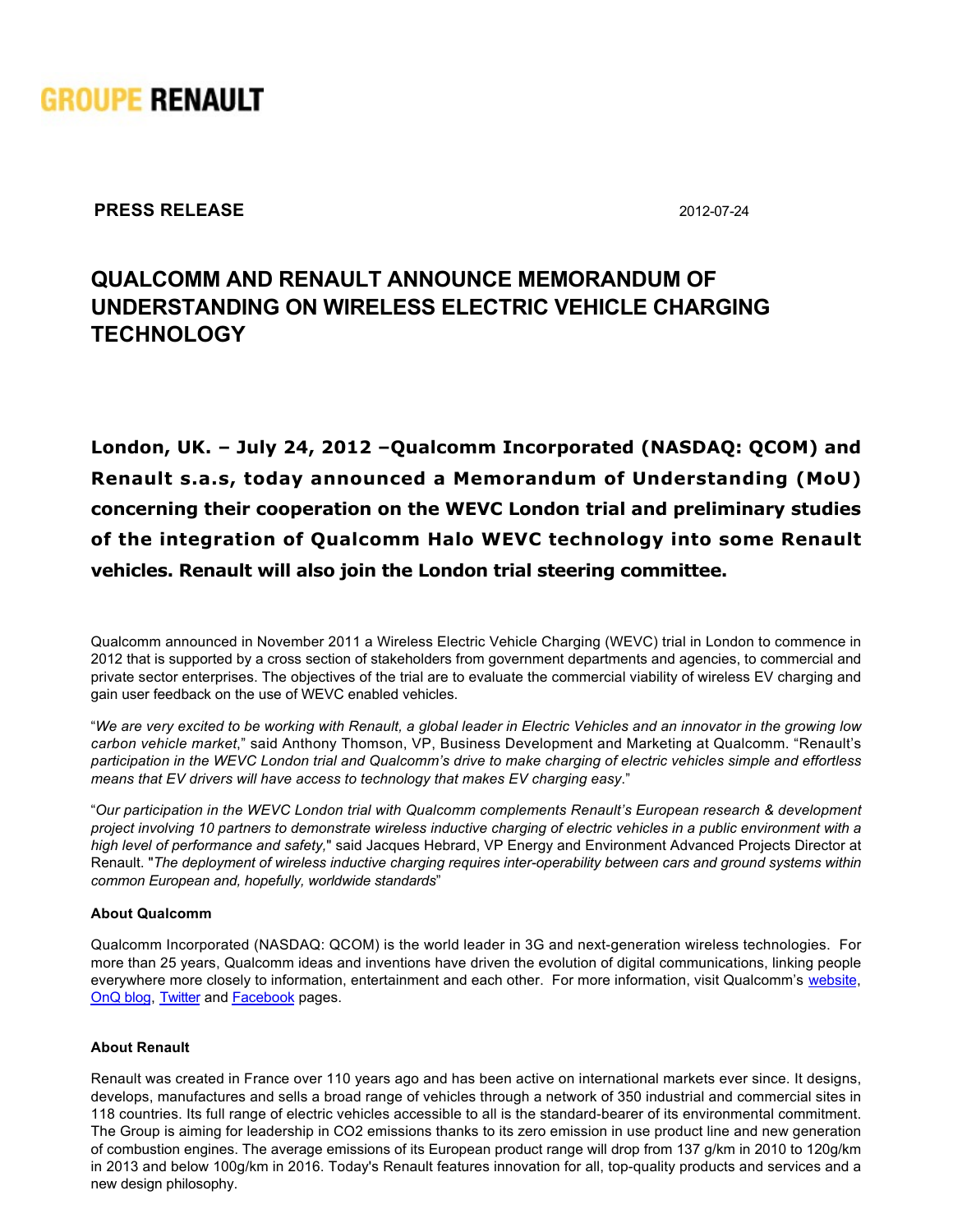GROUPE RENAULT

**PRESS RELEASE** 2012-07-24

# QUALCOMM AND RENAULT ANNOUNCE MEMORANDUM OF UNDERSTANDING ON WIRELESS ELECTRIC VEHICLE CHARGING TECHNOLOGY

**London, UK. – July 24, 2012 –Qualcomm Incorporated (NASDAQ: QCOM) and Renault s.a.s, today announced a Memorandum of Understanding (MoU) concerning their cooperation on the WEVC London trial and preliminary studies of the integration of Qualcomm Halo WEVC technology into some Renault vehicles. Renault will also join the London trial steering committee.**

Qualcomm announced in November 2011 a Wireless Electric Vehicle Charging (WEVC) trial in London to commence in 2012 that is supported by a cross section of stakeholders from government departments and agencies, to commercial and private sector enterprises. The objectives of the trial are to evaluate the commercial viability of wireless EV charging and gain user feedback on the use of WEVC enabled vehicles.

"*We are very excited to be working with Renault, a global leader in Electric Vehicles and an innovator in the growing low carbon vehicle market*," said Anthony Thomson, VP, Business Development and Marketing at Qualcomm. "*Renault's participation in the WEVC London trial and Qualcomm's drive to make charging of electric vehicles simple and effortless means that EV drivers will have access to technology that makes EV charging easy*."

"*Our participation in the WEVC London trial with Qualcomm complements Renault's European research & development project involving 10 partners to demonstrate wireless inductive charging of electric vehicles in a public environment with a high level of performance and safety,*" said Jacques Hebrard, VP Energy and Environment Advanced Projects Director at Renault. "*The deployment of wireless inductive charging requires inter-operability between cars and ground systems within common European and, hopefully, worldwide standards*"

#### About Qualcomm

Qualcomm Incorporated (NASDAQ: QCOM) is the world leader in 3G and next-generation wireless technologies. For more than 25 years, Qualcomm ideas and inventions have driven the evolution of digital communications, linking people everywhere more closely to information, entertainment and each other. For more information, visit Qualcomm's website, OnQ blog, Twitter and Facebook pages.

#### About Renault

Renault was created in France over 110 years ago and has been active on international markets ever since. It designs, develops, manufactures and sells a broad range of vehicles through a network of 350 industrial and commercial sites in 118 countries. Its full range of electric vehicles accessible to all is the standard-bearer of its environmental commitment. The Group is aiming for leadership in $CO_2$ emissions thanks to its zero emission in use product line and new generation of combustion engines. The average emissions of its European product range will drop from 137 g/km in 2010 to 120g/km in 2013 and below 100g/km in 2016. Today's Renault features innovation for all, top-quality products and services and a new design philosophy.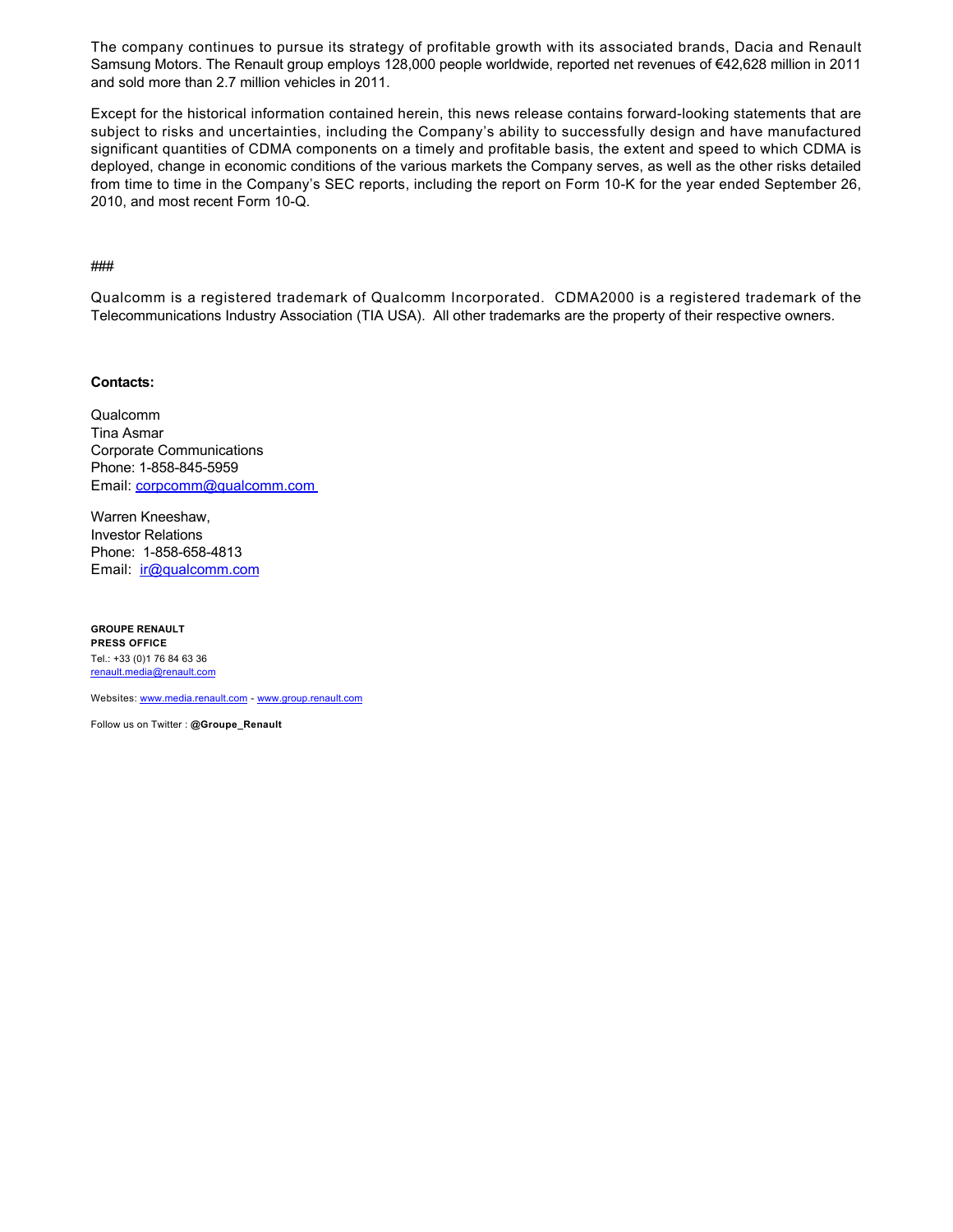The company continues to pursue its strategy of profitable growth with its associated brands, Dacia and Renault Samsung Motors. The Renault group employs 128,000 people worldwide, reported net revenues of €42,628 million in 2011 and sold more than 2.7 million vehicles in 2011.

Except for the historical information contained herein, this news release contains forward-looking statements that are subject to risks and uncertainties, including the Company's ability to successfully design and have manufactured significant quantities of CDMA components on a timely and profitable basis, the extent and speed to which CDMA is deployed, change in economic conditions of the various markets the Company serves, as well as the other risks detailed from time to time in the Company's SEC reports, including the report on Form 10-K for the year ended September 26, 2010, and most recent Form 10-Q.

###

Qualcomm is a registered trademark of Qualcomm Incorporated. CDMA2000 is a registered trademark of the Telecommunications Industry Association (TIA USA). All other trademarks are the property of their respective owners.

**Contacts:**

Qualcomm
Tina Asmar
Corporate Communications
Phone: 1-858-845-5959
Email: corpcomm@qualcomm.com

Warren Kneeshaw,
Investor Relations
Phone: 1-858-658-4813
Email: ir@qualcomm.com

**GROUPE RENAULT**
**PRESS OFFICE**
Tel.: +33 (0)1 76 84 63 36
renault.media@renault.com

Websites: www.media.renault.com - www.group.renault.com

Follow us on Twitter : **@Groupe_Renault**